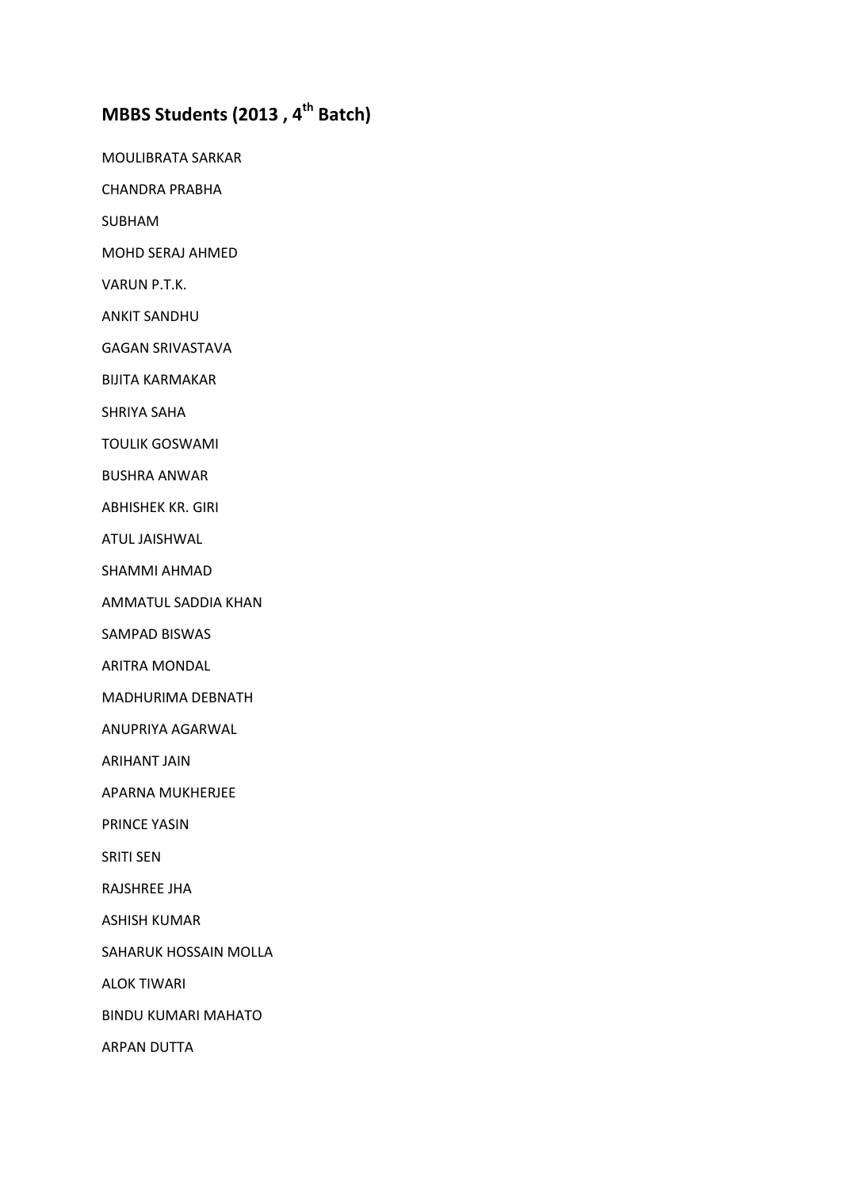# MBBS Students (2013 , 4th Batch)

MOULIBRATA SARKAR

CHANDRA PRABHA

SUBHAM

MOHD SERAJ AHMED

VARUN P.T.K.

ANKIT SANDHU

GAGAN SRIVASTAVA

BIJITA KARMAKAR

SHRIYA SAHA

TOULIK GOSWAMI

BUSHRA ANWAR

ABHISHEK KR. GIRI

ATUL JAISHWAL

SHAMMI AHMAD

AMMATUL SADDIA KHAN

SAMPAD BISWAS

ARITRA MONDAL

MADHURIMA DEBNATH

ANUPRIYA AGARWAL

ARIHANT JAIN

APARNA MUKHERJEE

PRINCE YASIN

SRITI SEN

RAJSHREE JHA

ASHISH KUMAR

SAHARUK HOSSAIN MOLLA

ALOK TIWARI

BINDU KUMARI MAHATO

ARPAN DUTTA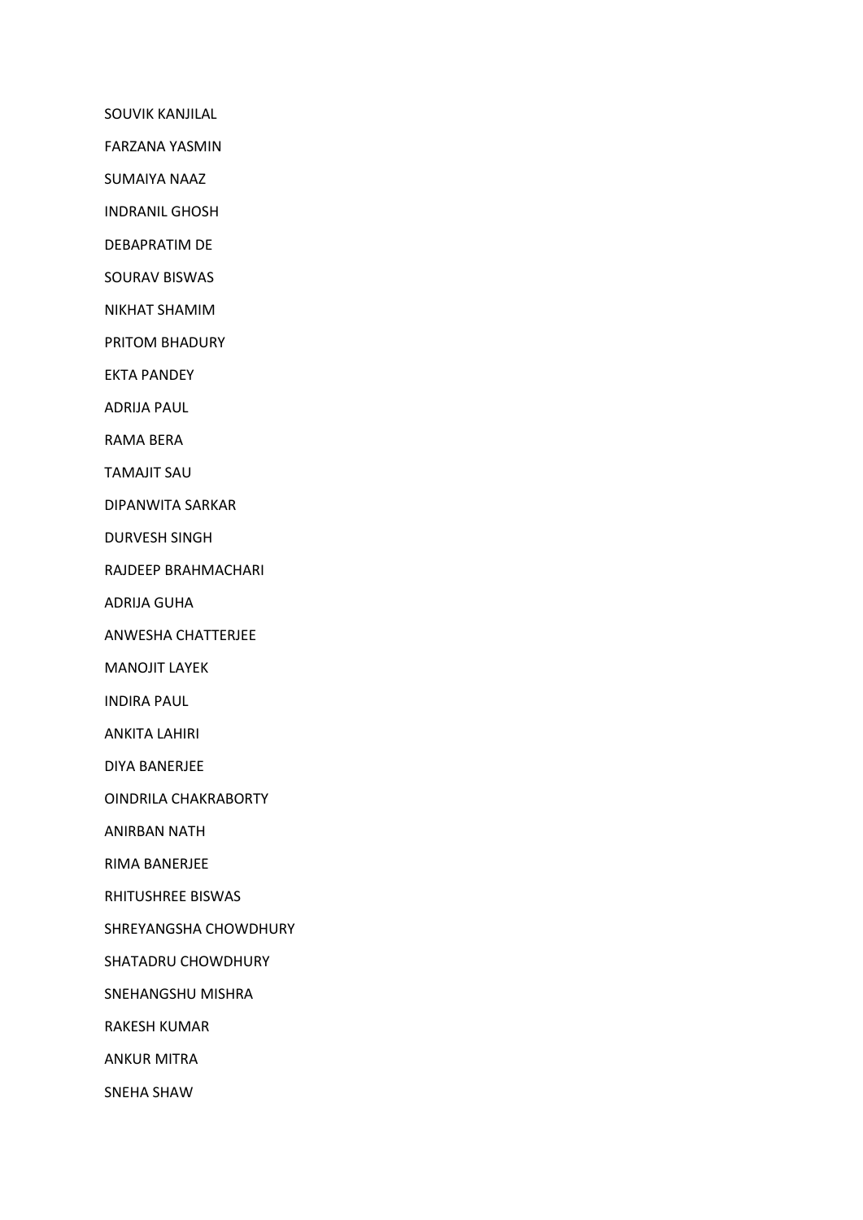SOUVIK KANJILAL

FARZANA YASMIN

SUMAIYA NAAZ

INDRANIL GHOSH

DEBAPRATIM DE

SOURAV BISWAS

NIKHAT SHAMIM

PRITOM BHADURY

EKTA PANDEY

ADRIJA PAUL

RAMA BERA

TAMAJIT SAU

DIPANWITA SARKAR

DURVESH SINGH

RAJDEEP BRAHMACHARI

ADRIJA GUHA

ANWESHA CHATTERJEE

MANOJIT LAYEK

INDIRA PAUL

ANKITA LAHIRI

DIYA BANERJEE

OINDRILA CHAKRABORTY

ANIRBAN NATH

RIMA BANERJEE

RHITUSHREE BISWAS

SHREYANGSHA CHOWDHURY

SHATADRU CHOWDHURY

SNEHANGSHU MISHRA

RAKESH KUMAR

ANKUR MITRA

SNEHA SHAW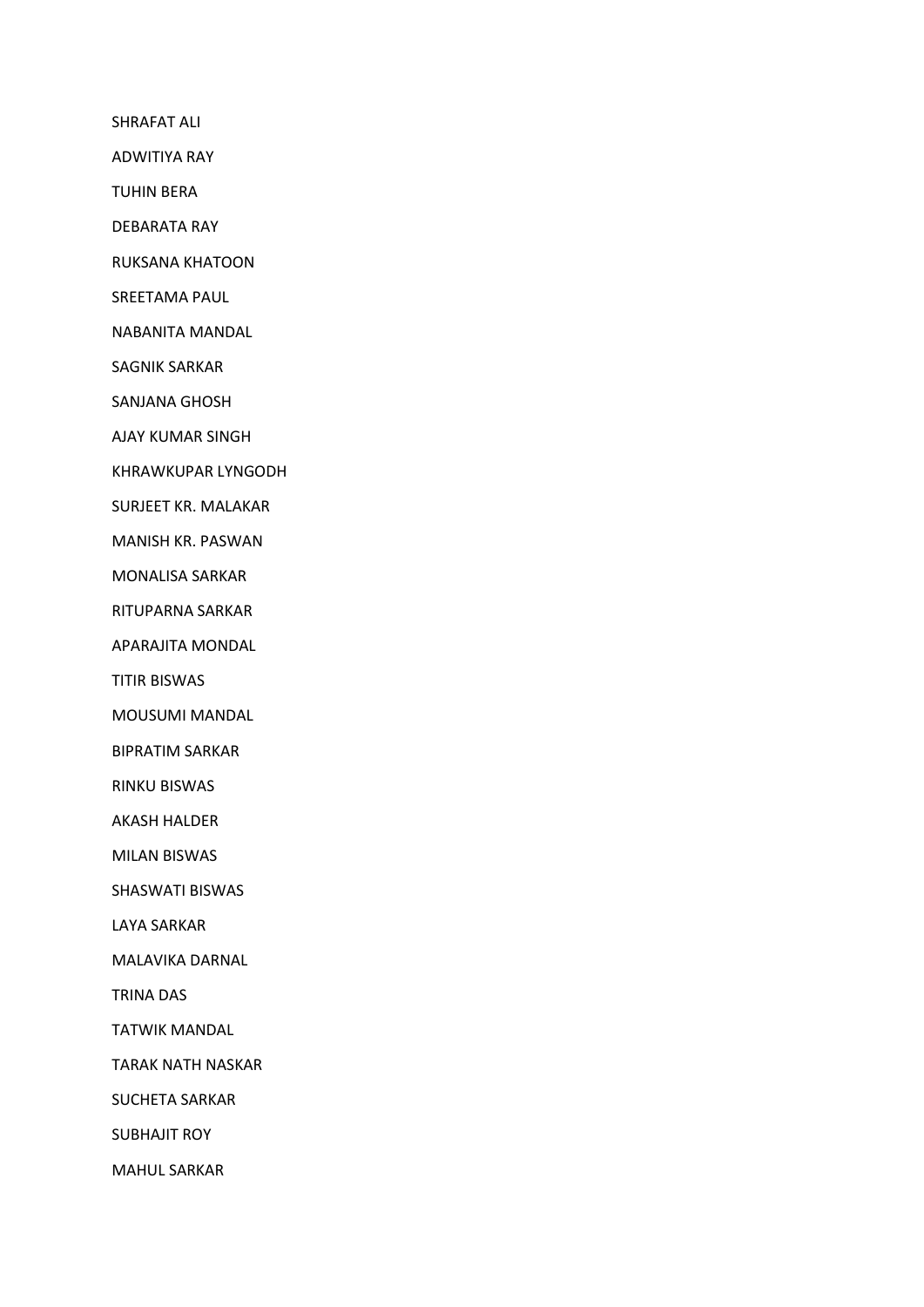SHRAFAT ALI

ADWITIYA RAY

TUHIN BERA

DEBARATA RAY

RUKSANA KHATOON

SREETAMA PAUL

NABANITA MANDAL

SAGNIK SARKAR

SANJANA GHOSH

AJAY KUMAR SINGH

KHRAWKUPAR LYNGODH

SURJEET KR. MALAKAR

MANISH KR. PASWAN

MONALISA SARKAR

RITUPARNA SARKAR

APARAJITA MONDAL

TITIR BISWAS

MOUSUMI MANDAL

BIPRATIM SARKAR

RINKU BISWAS

AKASH HALDER

MILAN BISWAS

SHASWATI BISWAS

LAYA SARKAR

MALAVIKA DARNAL

TRINA DAS

TATWIK MANDAL

TARAK NATH NASKAR

SUCHETA SARKAR

SUBHAJIT ROY

MAHUL SARKAR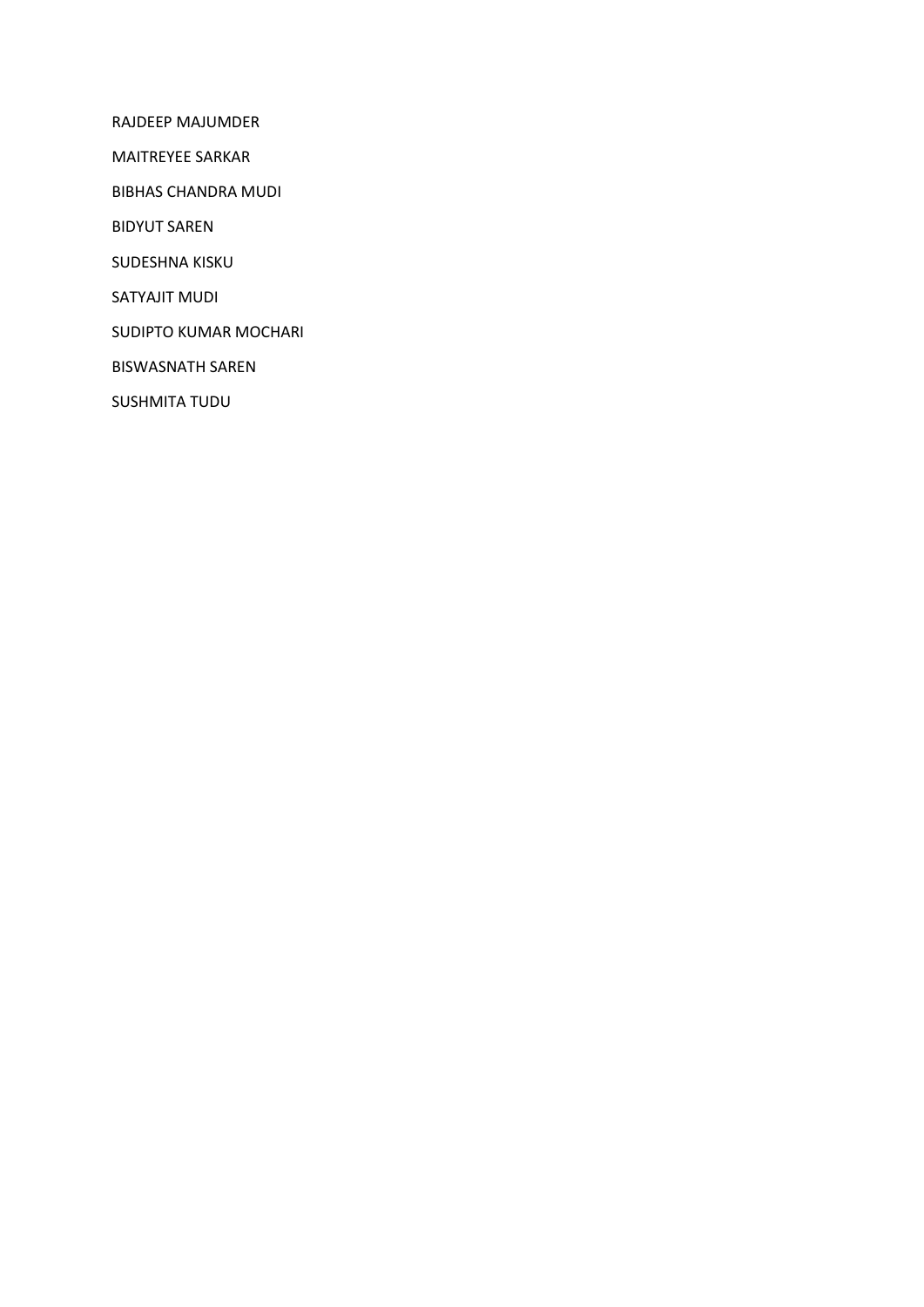RAJDEEP MAJUMDER

MAITREYEE SARKAR

BIBHAS CHANDRA MUDI

BIDYUT SAREN

SUDESHNA KISKU

SATYAJIT MUDI

SUDIPTO KUMAR MOCHARI

BISWASNATH SAREN

SUSHMITA TUDU